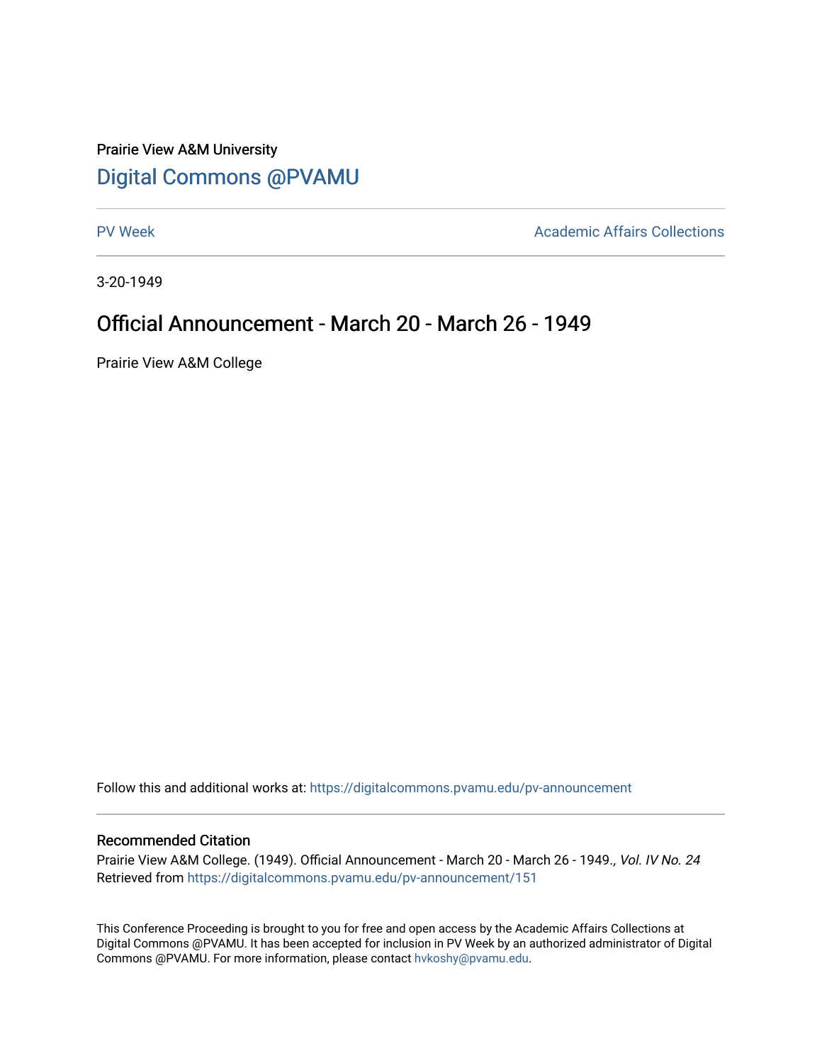Prairie View A&M University

# Digital Commons @PVAMU

PV Week

Academic Affairs Collections

3-20-1949

## Official Announcement - March 20 - March 26 - 1949

Prairie View A&M College

Follow this and additional works at: https://digitalcommons.pvamu.edu/pv-announcement

### Recommended Citation

Prairie View A&M College. (1949). Official Announcement - March 20 - March 26 - 1949., *Vol. IV No. 24* Retrieved from https://digitalcommons.pvamu.edu/pv-announcement/151

This Conference Proceeding is brought to you for free and open access by the Academic Affairs Collections at Digital Commons @PVAMU. It has been accepted for inclusion in PV Week by an authorized administrator of Digital Commons @PVAMU. For more information, please contact hvkoshy@pvamu.edu.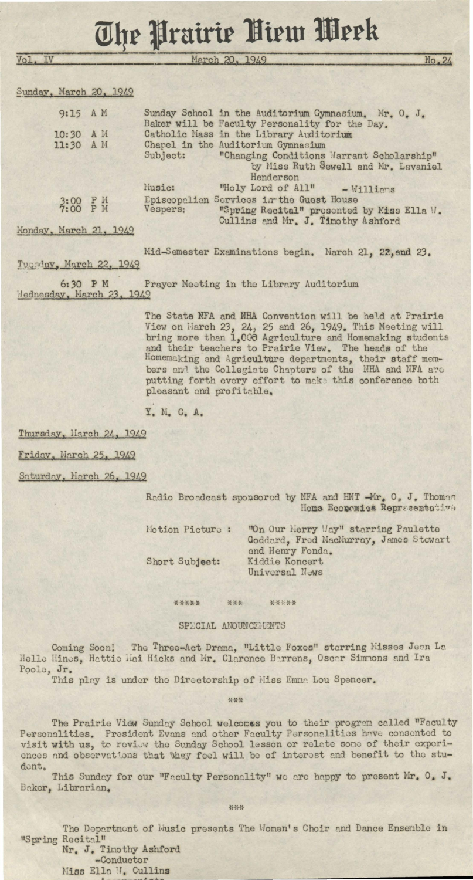# The Prairie View Week

Vol. IV — March 20, 1949 — No. 24

Sunday, March 20, 1949

| | |
|---|---|
| 9:15 A M | Sunday School in the Auditorium Gymnasium. Mr. O. J. Baker will be Faculty Personality for the Day. |
| 10:30 A M | Catholic Mass in the Library Auditorium |
| 11:30 A M | Chapel in the Auditorium Gymnasium |
| | Subject: "Changing Conditions Warrant Scholarship" by Miss Ruth Sewell and Mr. Lavaniel Henderson |
| | Music: "Holy Lord of All" - Williams |
| 3:00 P M | Episcopalian Services in the Guest House |
| 7:00 P M | Vespers: "Spring Recital" presented by Miss Ella W. Cullins and Mr. J. Timothy Ashford |

Monday, March 21, 1949

Mid-Semester Examinations begin. March 21, 22, and 23.

Tuesday, March 22, 1949

6:30 P M Prayer Meeting in the Library Auditorium

Wednesday, March 23, 1949

The State NFA and NHA Convention will be held at Prairie View on March 23, 24, 25 and 26, 1949. This Meeting will bring more than 1,000 Agriculture and Homemaking students and their teachers to Prairie View. The heads of the Homemaking and Agriculture departments, their staff members and the Collegiate Chapters of the NHA and NFA are putting forth every effort to make this conference both pleasant and profitable.

Y. M. C. A.

Thursday, March 24, 1949

Friday, March 25, 1949

Saturday, March 26, 1949

Radio Broadcast sponsored by NFA and NHT -Mr. O. J. Thomas Home Economics Representative

| | |
|---|---|
| Motion Picture : | "On Our Merry Way" starring Paulette Goddard, Fred MacMurray, James Stewart and Henry Fonda. |
| Short Subject: | Kiddie Koncert |
| | Universal News |

\*\*\*\*\* \*\*\* \*\*\*\*\*

## SPECIAL ANNOUNCEMENTS

Coming Soon! The Three-Act Drama, "Little Foxes" starring Misses Jean La Nelle Hines, Hattie Mai Hicks and Mr. Clarence Barrens, Oscar Simmons and Ira Poole, Jr.

This play is under the Directorship of Miss Emma Lou Spencer.

\*\*\*

The Prairie View Sunday School welcomes you to their program called "Faculty Personalities. President Evans and other Faculty Personalities have consented to visit with us, to review the Sunday School lesson or relate some of their experiences and observations that they feel will be of interest and benefit to the student.

This Sunday for our "Faculty Personality" we are happy to present Mr. O. J. Baker, Librarian.

\*\*\*

The Department of Music presents The Women's Choir and Dance Ensemble in "Spring Recital"

Mr. J. Timothy Ashford
-Conductor
Miss Ella W. Cullins